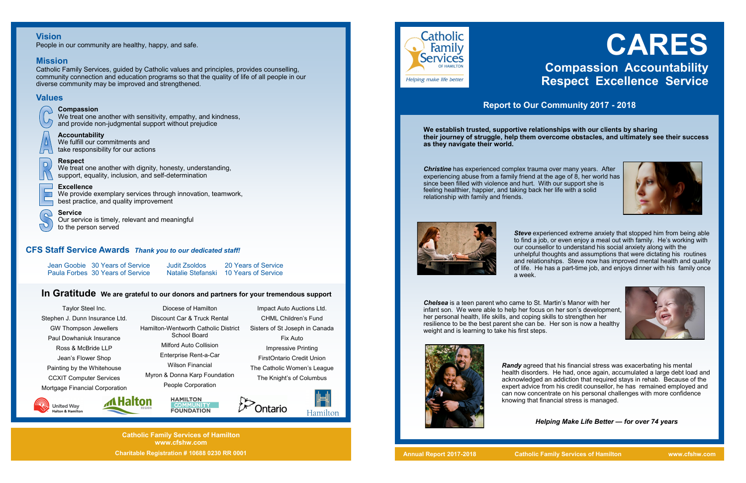## Vision

People in our community are healthy, happy, and safe.

## Mission

Catholic Family Services, guided by Catholic values and principles, provides counselling, community connection and education programs so that the quality of life of all people in our diverse community may be improved and strengthened.

## Values

**Compassion**
We treat one another with sensitivity, empathy, and kindness, and provide non-judgmental support without prejudice

**Accountability**
We fulfill our commitments and take responsibility for our actions

**Respect**
We treat one another with dignity, honesty, understanding, support, equality, inclusion, and self-determination

**Excellence**
We provide exemplary services through innovation, teamwork, best practice, and quality improvement

**Service**
Our service is timely, relevant and meaningful to the person served

## CFS Staff Service Awards *Thank you to our dedicated staff!*

| | | | |
|---|---|---|---|
| Jean Goobie | 30 Years of Service | Judit Zsoldos | 20 Years of Service |
| Paula Forbes | 30 Years of Service | Natalie Stefanski | 10 Years of Service |

## In Gratitude We are grateful to our donors and partners for your tremendous support

Taylor Steel Inc.
Stephen J. Dunn Insurance Ltd.
GW Thompson Jewellers
Paul Dowhaniuk Insurance
Ross & McBride LLP
Jean's Flower Shop
Painting by the Whitehouse
CCXIT Computer Services
Mortgage Financial Corporation

Diocese of Hamilton
Discount Car & Truck Rental
Hamilton-Wentworth Catholic District School Board
Milford Auto Collision
Enterprise Rent-a-Car
Wilson Financial
Myron & Donna Karp Foundation
People Corporation

Impact Auto Auctions Ltd.
CHML Children's Fund
Sisters of St Joseph in Canada
Fix Auto
Impressive Printing
FirstOntario Credit Union
The Catholic Women's League
The Knight's of Columbus

United Way Halton & Hamilton — Halton Region — Hamilton Community Foundation — Ontario — Hamilton

**Catholic Family Services of Hamilton**
**www.cfshw.com**
**Charitable Registration # 10688 0230 RR 0001**

---

Catholic Family Services of Hamilton
*Helping make life better*

# CARES

## Compassion Accountability Respect Excellence Service

## Report to Our Community 2017 - 2018

**We establish trusted, supportive relationships with our clients by sharing their journey of struggle, help them overcome obstacles, and ultimately see their success as they navigate their world.**

***Christine*** has experienced complex trauma over many years. After experiencing abuse from a family friend at the age of 8, her world has since been filled with violence and hurt. With our support she is feeling healthier, happier, and taking back her life with a solid relationship with family and friends.

***Steve*** experienced extreme anxiety that stopped him from being able to find a job, or even enjoy a meal out with family. He's working with our counsellor to understand his social anxiety along with the unhelpful thoughts and assumptions that were dictating his routines and relationships. Steve now has improved mental health and quality of life. He has a part-time job, and enjoys dinner with his family once a week.

***Chelsea*** is a teen parent who came to St. Martin's Manor with her infant son. We were able to help her focus on her son's development, her personal health, life skills, and coping skills to strengthen her resilience to be the best parent she can be. Her son is now a healthy weight and is learning to take his first steps.

***Randy*** agreed that his financial stress was exacerbating his mental health disorders. He had, once again, accumulated a large debt load and acknowledged an addiction that required stays in rehab. Because of the expert advice from his credit counsellor, he has remained employed and can now concentrate on his personal challenges with more confidence knowing that financial stress is managed.

***Helping Make Life Better — for over 74 years***

**Annual Report 2017-2018** **Catholic Family Services of Hamilton** **www.cfshw.com**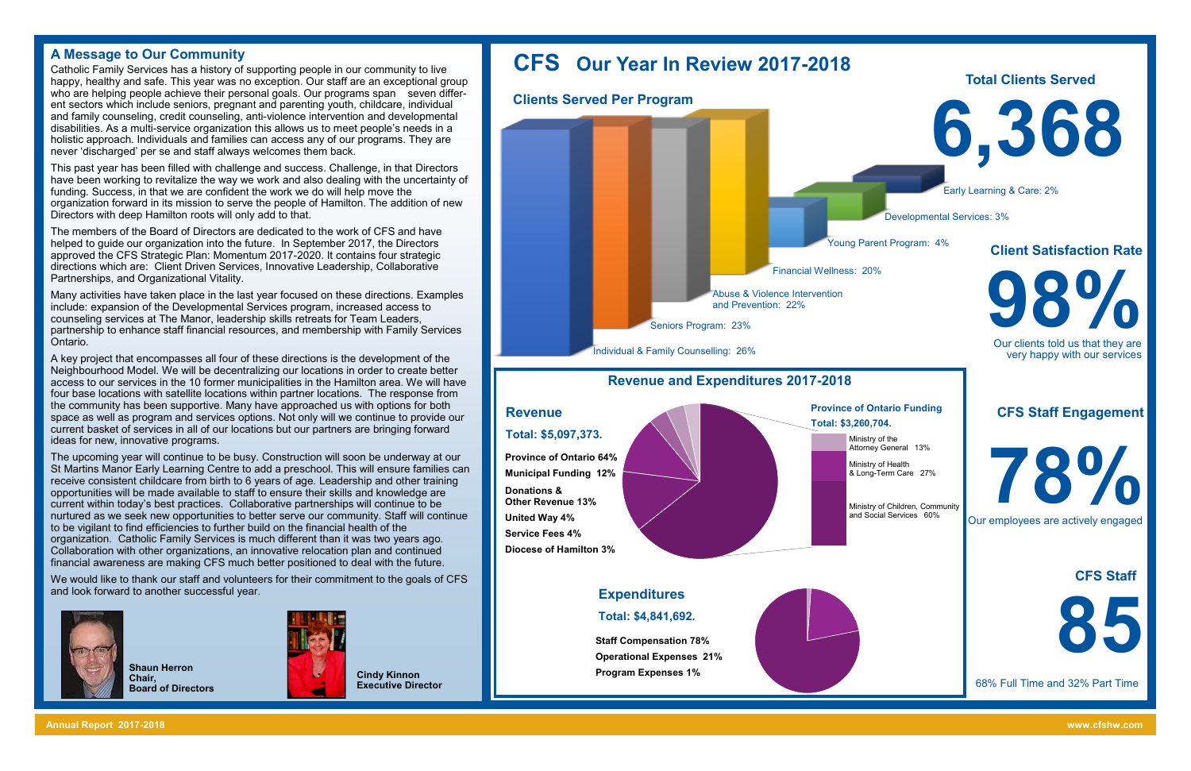## A Message to Our Community

Catholic Family Services has a history of supporting people in our community to live happy, healthy and safe. This year was no exception. Our staff are an exceptional group who are helping people achieve their personal goals. Our programs span seven different sectors which include seniors, pregnant and parenting youth, childcare, individual and family counseling, credit counseling, anti-violence intervention and developmental disabilities. As a multi-service organization this allows us to meet people's needs in a holistic approach. Individuals and families can access any of our programs. They are never 'discharged' per se and staff always welcomes them back.

This past year has been filled with challenge and success. Challenge, in that Directors have been working to revitalize the way we work and also dealing with the uncertainty of funding. Success, in that we are confident the work we do will help move the organization forward in its mission to serve the people of Hamilton. The addition of new Directors with deep Hamilton roots will only add to that.

The members of the Board of Directors are dedicated to the work of CFS and have helped to guide our organization into the future. In September 2017, the Directors approved the CFS Strategic Plan: Momentum 2017-2020. It contains four strategic directions which are: Client Driven Services, Innovative Leadership, Collaborative Partnerships, and Organizational Vitality.

Many activities have taken place in the last year focused on these directions. Examples include: expansion of the Developmental Services program, increased access to counseling services at The Manor, leadership skills retreats for Team Leaders, partnership to enhance staff financial resources, and membership with Family Services Ontario.

A key project that encompasses all four of these directions is the development of the Neighbourhood Model. We will be decentralizing our locations in order to create better access to our services in the 10 former municipalities in the Hamilton area. We will have four base locations with satellite locations within partner locations. The response from the community has been supportive. Many have approached us with options for both space as well as program and services options. Not only will we continue to provide our current basket of services in all of our locations but our partners are bringing forward ideas for new, innovative programs.

The upcoming year will continue to be busy. Construction will soon be underway at our St Martins Manor Early Learning Centre to add a preschool. This will ensure families can receive consistent childcare from birth to 6 years of age. Leadership and other training opportunities will be made available to staff to ensure their skills and knowledge are current within today's best practices. Collaborative partnerships will continue to be nurtured as we seek new opportunities to better serve our community. Staff will continue to be vigilant to find efficiencies to further build on the financial health of the organization. Catholic Family Services is much different than it was two years ago. Collaboration with other organizations, an innovative relocation plan and continued financial awareness are making CFS much better positioned to deal with the future.

We would like to thank our staff and volunteers for their commitment to the goals of CFS and look forward to another successful year.

**Shaun Herron**
**Chair,**
**Board of Directors**

**Cindy Kinnon**
**Executive Director**

# CFS Our Year In Review 2017-2018

## Clients Served Per Program

Individual & Family Counselling: 26%
Seniors Program: 23%
Abuse & Violence Intervention and Prevention: 22%
Financial Wellness: 20%
Young Parent Program: 4%
Developmental Services: 3%
Early Learning & Care: 2%

## Total Clients Served

**6,368**

## Client Satisfaction Rate

**98%**

Our clients told us that they are very happy with our services

## CFS Staff Engagement

**78%**

Our employees are actively engaged

## CFS Staff

**85**

68% Full Time and 32% Part Time

## Revenue and Expenditures 2017-2018

### Revenue

**Total: $5,097,373.**

**Province of Ontario 64%**
**Municipal Funding 12%**
**Donations & Other Revenue 13%**
**United Way 4%**
**Service Fees 4%**
**Diocese of Hamilton 3%**

**Province of Ontario Funding**
**Total: $3,260,704.**

Ministry of the Attorney General 13%
Ministry of Health & Long-Term Care 27%
Ministry of Children, Community and Social Services 60%

### Expenditures

**Total: $4,841,692.**

**Staff Compensation 78%**
**Operational Expenses 21%**
**Program Expenses 1%**